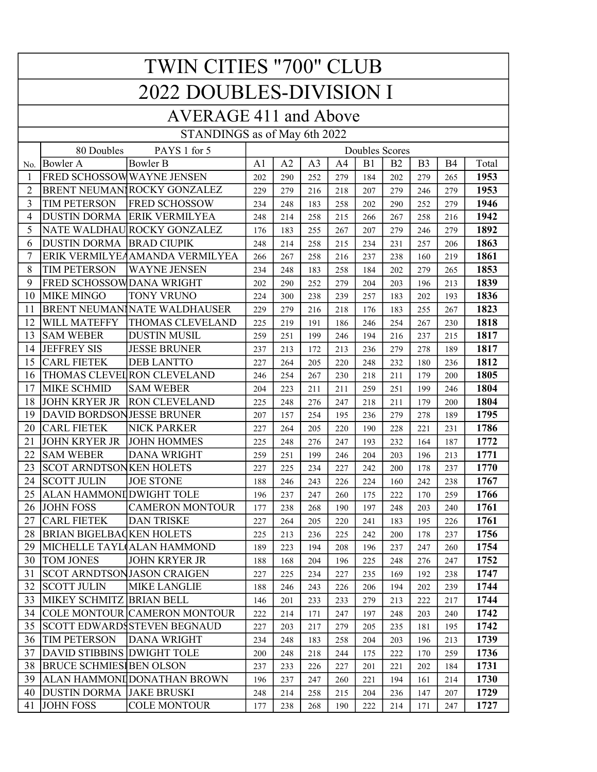# TWIN CITIES "700" CLUB

## 2022 DOUBLES-DIVISION I

### AVERAGE 411 and Above

STANDINGS as of May 6th 2022

| | 80 Doubles | PAYS 1 for 5 | Doubles Scores | | | | | | | | |
|---|---|---|---|---|---|---|---|---|---|---|---|
| No. | Bowler A | Bowler B | A1 | A2 | A3 | A4 | B1 | B2 | B3 | B4 | Total |
| 1 | FRED SCHOSSOW | WAYNE JENSEN | 202 | 290 | 252 | 279 | 184 | 202 | 279 | 265 | **1953** |
| 2 | BRENT NEUMANN | ROCKY GONZALEZ | 229 | 279 | 216 | 218 | 207 | 279 | 246 | 279 | **1953** |
| 3 | TIM PETERSON | FRED SCHOSSOW | 234 | 248 | 183 | 258 | 202 | 290 | 252 | 279 | **1946** |
| 4 | DUSTIN DORMA | ERIK VERMILYEA | 248 | 214 | 258 | 215 | 266 | 267 | 258 | 216 | **1942** |
| 5 | NATE WALDHAU | ROCKY GONZALEZ | 176 | 183 | 255 | 267 | 207 | 279 | 246 | 279 | **1892** |
| 6 | DUSTIN DORMA | BRAD CIUPIK | 248 | 214 | 258 | 215 | 234 | 231 | 257 | 206 | **1863** |
| 7 | ERIK VERMILYEA | AMANDA VERMILYEA | 266 | 267 | 258 | 216 | 237 | 238 | 160 | 219 | **1861** |
| 8 | TIM PETERSON | WAYNE JENSEN | 234 | 248 | 183 | 258 | 184 | 202 | 279 | 265 | **1853** |
| 9 | FRED SCHOSSOW | DANA WRIGHT | 202 | 290 | 252 | 279 | 204 | 203 | 196 | 213 | **1839** |
| 10 | MIKE MINGO | TONY VRUNO | 224 | 300 | 238 | 239 | 257 | 183 | 202 | 193 | **1836** |
| 11 | BRENT NEUMANN | NATE WALDHAUSER | 229 | 279 | 216 | 218 | 176 | 183 | 255 | 267 | **1823** |
| 12 | WILL MATEFFY | THOMAS CLEVELAND | 225 | 219 | 191 | 186 | 246 | 254 | 267 | 230 | **1818** |
| 13 | SAM WEBER | DUSTIN MUSIL | 259 | 251 | 199 | 246 | 194 | 216 | 237 | 215 | **1817** |
| 14 | JEFFREY SIS | JESSE BRUNER | 237 | 213 | 172 | 213 | 236 | 279 | 278 | 189 | **1817** |
| 15 | CARL FIETEK | DEB LANTTO | 227 | 264 | 205 | 220 | 248 | 232 | 180 | 236 | **1812** |
| 16 | THOMAS CLEVEL | RON CLEVELAND | 246 | 254 | 267 | 230 | 218 | 211 | 179 | 200 | **1805** |
| 17 | MIKE SCHMID | SAM WEBER | 204 | 223 | 211 | 211 | 259 | 251 | 199 | 246 | **1804** |
| 18 | JOHN KRYER JR | RON CLEVELAND | 225 | 248 | 276 | 247 | 218 | 211 | 179 | 200 | **1804** |
| 19 | DAVID BORDSON | JESSE BRUNER | 207 | 157 | 254 | 195 | 236 | 279 | 278 | 189 | **1795** |
| 20 | CARL FIETEK | NICK PARKER | 227 | 264 | 205 | 220 | 190 | 228 | 221 | 231 | **1786** |
| 21 | JOHN KRYER JR | JOHN HOMMES | 225 | 248 | 276 | 247 | 193 | 232 | 164 | 187 | **1772** |
| 22 | SAM WEBER | DANA WRIGHT | 259 | 251 | 199 | 246 | 204 | 203 | 196 | 213 | **1771** |
| 23 | SCOT ARNDTSON | KEN HOLETS | 227 | 225 | 234 | 227 | 242 | 200 | 178 | 237 | **1770** |
| 24 | SCOTT JULIN | JOE STONE | 188 | 246 | 243 | 226 | 224 | 160 | 242 | 238 | **1767** |
| 25 | ALAN HAMMOND | DWIGHT TOLE | 196 | 237 | 247 | 260 | 175 | 222 | 170 | 259 | **1766** |
| 26 | JOHN FOSS | CAMERON MONTOUR | 177 | 238 | 268 | 190 | 197 | 248 | 203 | 240 | **1761** |
| 27 | CARL FIETEK | DAN TRISKE | 227 | 264 | 205 | 220 | 241 | 183 | 195 | 226 | **1761** |
| 28 | BRIAN BIGELBAC | KEN HOLETS | 225 | 213 | 236 | 225 | 242 | 200 | 178 | 237 | **1756** |
| 29 | MICHELLE TAYL | ALAN HAMMOND | 189 | 223 | 194 | 208 | 196 | 237 | 247 | 260 | **1754** |
| 30 | TOM JONES | JOHN KRYER JR | 188 | 168 | 204 | 196 | 225 | 248 | 276 | 247 | **1752** |
| 31 | SCOT ARNDTSON | JASON CRAIGEN | 227 | 225 | 234 | 227 | 235 | 169 | 192 | 238 | **1747** |
| 32 | SCOTT JULIN | MIKE LANGLIE | 188 | 246 | 243 | 226 | 206 | 194 | 202 | 239 | **1744** |
| 33 | MIKEY SCHMITZ | BRIAN BELL | 146 | 201 | 233 | 233 | 279 | 213 | 222 | 217 | **1744** |
| 34 | COLE MONTOUR | CAMERON MONTOUR | 222 | 214 | 171 | 247 | 197 | 248 | 203 | 240 | **1742** |
| 35 | SCOTT EDWARDS | STEVEN BEGNAUD | 227 | 203 | 217 | 279 | 205 | 235 | 181 | 195 | **1742** |
| 36 | TIM PETERSON | DANA WRIGHT | 234 | 248 | 183 | 258 | 204 | 203 | 196 | 213 | **1739** |
| 37 | DAVID STIBBINS | DWIGHT TOLE | 200 | 248 | 218 | 244 | 175 | 222 | 170 | 259 | **1736** |
| 38 | BRUCE SCHMIESI | BEN OLSON | 237 | 233 | 226 | 227 | 201 | 221 | 202 | 184 | **1731** |
| 39 | ALAN HAMMOND | DONATHAN BROWN | 196 | 237 | 247 | 260 | 221 | 194 | 161 | 214 | **1730** |
| 40 | DUSTIN DORMA | JAKE BRUSKI | 248 | 214 | 258 | 215 | 204 | 236 | 147 | 207 | **1729** |
| 41 | JOHN FOSS | COLE MONTOUR | 177 | 238 | 268 | 190 | 222 | 214 | 171 | 247 | **1727** |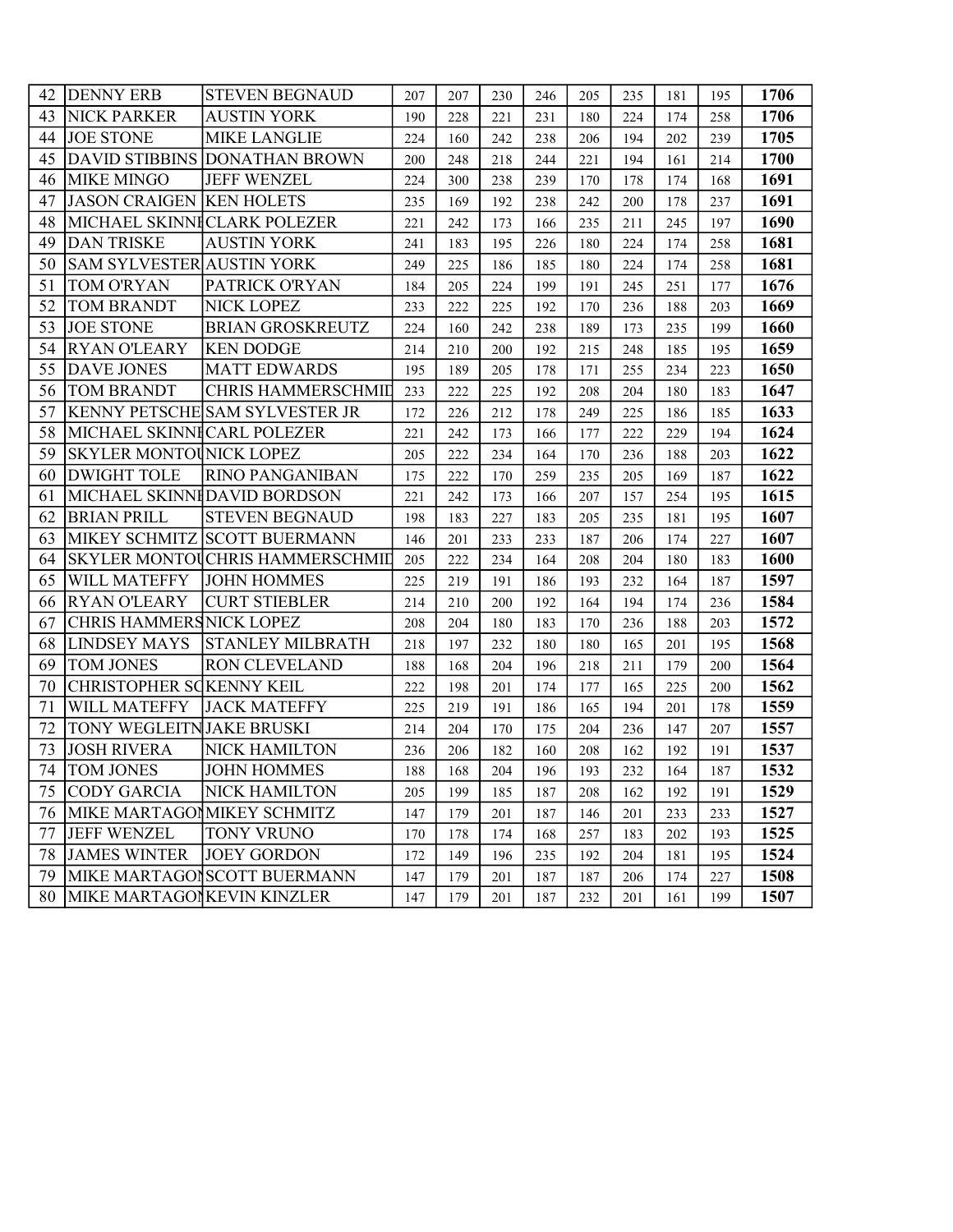| | | | | | | | | | | | |
|---|---|---|---|---|---|---|---|---|---|---|---|
| 42 | DENNY ERB | STEVEN BEGNAUD | 207 | 207 | 230 | 246 | 205 | 235 | 181 | 195 | **1706** |
| 43 | NICK PARKER | AUSTIN YORK | 190 | 228 | 221 | 231 | 180 | 224 | 174 | 258 | **1706** |
| 44 | JOE STONE | MIKE LANGLIE | 224 | 160 | 242 | 238 | 206 | 194 | 202 | 239 | **1705** |
| 45 | DAVID STIBBINS | DONATHAN BROWN | 200 | 248 | 218 | 244 | 221 | 194 | 161 | 214 | **1700** |
| 46 | MIKE MINGO | JEFF WENZEL | 224 | 300 | 238 | 239 | 170 | 178 | 174 | 168 | **1691** |
| 47 | JASON CRAIGEN | KEN HOLETS | 235 | 169 | 192 | 238 | 242 | 200 | 178 | 237 | **1691** |
| 48 | MICHAEL SKINNI | CLARK POLEZER | 221 | 242 | 173 | 166 | 235 | 211 | 245 | 197 | **1690** |
| 49 | DAN TRISKE | AUSTIN YORK | 241 | 183 | 195 | 226 | 180 | 224 | 174 | 258 | **1681** |
| 50 | SAM SYLVESTER | AUSTIN YORK | 249 | 225 | 186 | 185 | 180 | 224 | 174 | 258 | **1681** |
| 51 | TOM O'RYAN | PATRICK O'RYAN | 184 | 205 | 224 | 199 | 191 | 245 | 251 | 177 | **1676** |
| 52 | TOM BRANDT | NICK LOPEZ | 233 | 222 | 225 | 192 | 170 | 236 | 188 | 203 | **1669** |
| 53 | JOE STONE | BRIAN GROSKREUTZ | 224 | 160 | 242 | 238 | 189 | 173 | 235 | 199 | **1660** |
| 54 | RYAN O'LEARY | KEN DODGE | 214 | 210 | 200 | 192 | 215 | 248 | 185 | 195 | **1659** |
| 55 | DAVE JONES | MATT EDWARDS | 195 | 189 | 205 | 178 | 171 | 255 | 234 | 223 | **1650** |
| 56 | TOM BRANDT | CHRIS HAMMERSCHMID | 233 | 222 | 225 | 192 | 208 | 204 | 180 | 183 | **1647** |
| 57 | KENNY PETSCHE | SAM SYLVESTER JR | 172 | 226 | 212 | 178 | 249 | 225 | 186 | 185 | **1633** |
| 58 | MICHAEL SKINNI | CARL POLEZER | 221 | 242 | 173 | 166 | 177 | 222 | 229 | 194 | **1624** |
| 59 | SKYLER MONTOU | NICK LOPEZ | 205 | 222 | 234 | 164 | 170 | 236 | 188 | 203 | **1622** |
| 60 | DWIGHT TOLE | RINO PANGANIBAN | 175 | 222 | 170 | 259 | 235 | 205 | 169 | 187 | **1622** |
| 61 | MICHAEL SKINNI | DAVID BORDSON | 221 | 242 | 173 | 166 | 207 | 157 | 254 | 195 | **1615** |
| 62 | BRIAN PRILL | STEVEN BEGNAUD | 198 | 183 | 227 | 183 | 205 | 235 | 181 | 195 | **1607** |
| 63 | MIKEY SCHMITZ | SCOTT BUERMANN | 146 | 201 | 233 | 233 | 187 | 206 | 174 | 227 | **1607** |
| 64 | SKYLER MONTOU | CHRIS HAMMERSCHMID | 205 | 222 | 234 | 164 | 208 | 204 | 180 | 183 | **1600** |
| 65 | WILL MATEFFY | JOHN HOMMES | 225 | 219 | 191 | 186 | 193 | 232 | 164 | 187 | **1597** |
| 66 | RYAN O'LEARY | CURT STIEBLER | 214 | 210 | 200 | 192 | 164 | 194 | 174 | 236 | **1584** |
| 67 | CHRIS HAMMERS | NICK LOPEZ | 208 | 204 | 180 | 183 | 170 | 236 | 188 | 203 | **1572** |
| 68 | LINDSEY MAYS | STANLEY MILBRATH | 218 | 197 | 232 | 180 | 180 | 165 | 201 | 195 | **1568** |
| 69 | TOM JONES | RON CLEVELAND | 188 | 168 | 204 | 196 | 218 | 211 | 179 | 200 | **1564** |
| 70 | CHRISTOPHER SC | KENNY KEIL | 222 | 198 | 201 | 174 | 177 | 165 | 225 | 200 | **1562** |
| 71 | WILL MATEFFY | JACK MATEFFY | 225 | 219 | 191 | 186 | 165 | 194 | 201 | 178 | **1559** |
| 72 | TONY WEGLEITN | JAKE BRUSKI | 214 | 204 | 170 | 175 | 204 | 236 | 147 | 207 | **1557** |
| 73 | JOSH RIVERA | NICK HAMILTON | 236 | 206 | 182 | 160 | 208 | 162 | 192 | 191 | **1537** |
| 74 | TOM JONES | JOHN HOMMES | 188 | 168 | 204 | 196 | 193 | 232 | 164 | 187 | **1532** |
| 75 | CODY GARCIA | NICK HAMILTON | 205 | 199 | 185 | 187 | 208 | 162 | 192 | 191 | **1529** |
| 76 | MIKE MARTAGON | MIKEY SCHMITZ | 147 | 179 | 201 | 187 | 146 | 201 | 233 | 233 | **1527** |
| 77 | JEFF WENZEL | TONY VRUNO | 170 | 178 | 174 | 168 | 257 | 183 | 202 | 193 | **1525** |
| 78 | JAMES WINTER | JOEY GORDON | 172 | 149 | 196 | 235 | 192 | 204 | 181 | 195 | **1524** |
| 79 | MIKE MARTAGON | SCOTT BUERMANN | 147 | 179 | 201 | 187 | 187 | 206 | 174 | 227 | **1508** |
| 80 | MIKE MARTAGON | KEVIN KINZLER | 147 | 179 | 201 | 187 | 232 | 201 | 161 | 199 | **1507** |